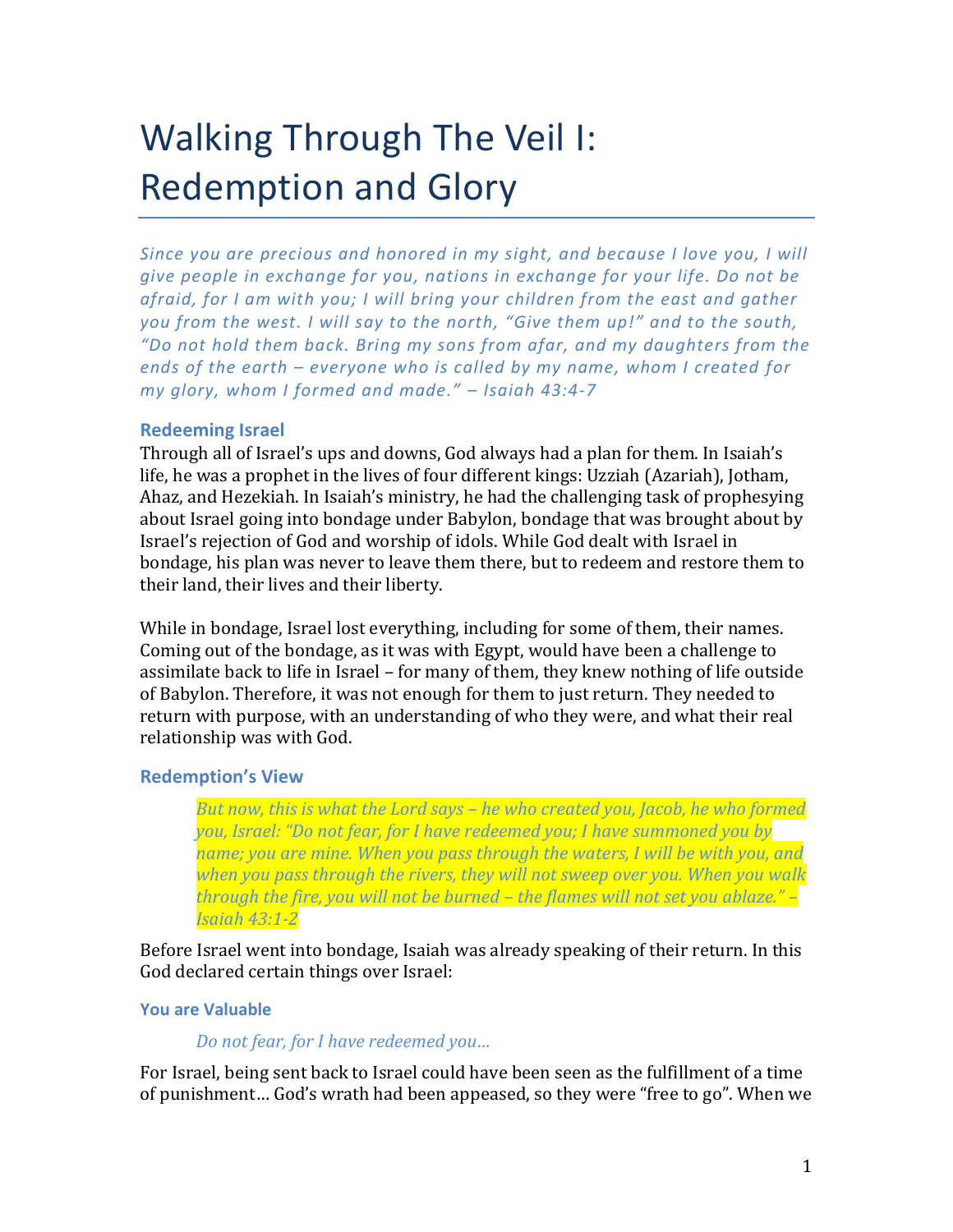# Walking Through The Veil I: Redemption and Glory

*Since you are precious and honored in my sight, and because I love you, I will give people in exchange for you, nations in exchange for your life. Do not be afraid, for I am with you; I will bring your children from the east and gather you from the west. I will say to the north, "Give them up!" and to the south, "Do not hold them back. Bring my sons from afar, and my daughters from the ends of the earth – everyone who is called by my name, whom I created for my glory, whom I formed and made." – Isaiah 43:4-7*

## Redeeming Israel

Through all of Israel's ups and downs, God always had a plan for them. In Isaiah's life, he was a prophet in the lives of four different kings: Uzziah (Azariah), Jotham, Ahaz, and Hezekiah. In Isaiah's ministry, he had the challenging task of prophesying about Israel going into bondage under Babylon, bondage that was brought about by Israel's rejection of God and worship of idols. While God dealt with Israel in bondage, his plan was never to leave them there, but to redeem and restore them to their land, their lives and their liberty.

While in bondage, Israel lost everything, including for some of them, their names. Coming out of the bondage, as it was with Egypt, would have been a challenge to assimilate back to life in Israel – for many of them, they knew nothing of life outside of Babylon. Therefore, it was not enough for them to just return. They needed to return with purpose, with an understanding of who they were, and what their real relationship was with God.

## Redemption's View

> *But now, this is what the Lord says – he who created you, Jacob, he who formed you, Israel: "Do not fear, for I have redeemed you; I have summoned you by name; you are mine. When you pass through the waters, I will be with you, and when you pass through the rivers, they will not sweep over you. When you walk through the fire, you will not be burned – the flames will not set you ablaze." – Isaiah 43:1-2*

Before Israel went into bondage, Isaiah was already speaking of their return. In this God declared certain things over Israel:

### You are Valuable

> *Do not fear, for I have redeemed you…*

For Israel, being sent back to Israel could have been seen as the fulfillment of a time of punishment… God's wrath had been appeased, so they were "free to go". When we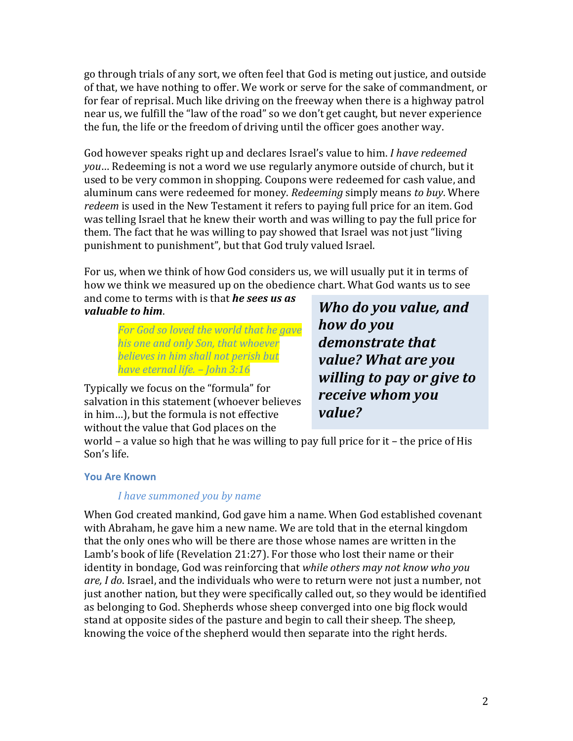go through trials of any sort, we often feel that God is meting out justice, and outside of that, we have nothing to offer. We work or serve for the sake of commandment, or for fear of reprisal. Much like driving on the freeway when there is a highway patrol near us, we fulfill the "law of the road" so we don't get caught, but never experience the fun, the life or the freedom of driving until the officer goes another way.

God however speaks right up and declares Israel's value to him. *I have redeemed you*… Redeeming is not a word we use regularly anymore outside of church, but it used to be very common in shopping. Coupons were redeemed for cash value, and aluminum cans were redeemed for money. *Redeeming* simply means *to buy*. Where *redeem* is used in the New Testament it refers to paying full price for an item. God was telling Israel that he knew their worth and was willing to pay the full price for them. The fact that he was willing to pay showed that Israel was not just "living punishment to punishment", but that God truly valued Israel.

For us, when we think of how God considers us, we will usually put it in terms of how we think we measured up on the obedience chart. What God wants us to see and come to terms with is that ***he sees us as valuable to him***.

> *For God so loved the world that he gave his one and only Son, that whoever believes in him shall not perish but have eternal life. – John 3:16*

Typically we focus on the "formula" for salvation in this statement (whoever believes in him…), but the formula is not effective without the value that God places on the world – a value so high that he was willing to pay full price for it – the price of His Son's life.

> ***Who do you value, and how do you demonstrate that value? What are you willing to pay or give to receive whom you value?***

### You Are Known

> *I have summoned you by name*

When God created mankind, God gave him a name. When God established covenant with Abraham, he gave him a new name. We are told that in the eternal kingdom that the only ones who will be there are those whose names are written in the Lamb's book of life (Revelation 21:27). For those who lost their name or their identity in bondage, God was reinforcing that *while others may not know who you are, I do*. Israel, and the individuals who were to return were not just a number, not just another nation, but they were specifically called out, so they would be identified as belonging to God. Shepherds whose sheep converged into one big flock would stand at opposite sides of the pasture and begin to call their sheep. The sheep, knowing the voice of the shepherd would then separate into the right herds.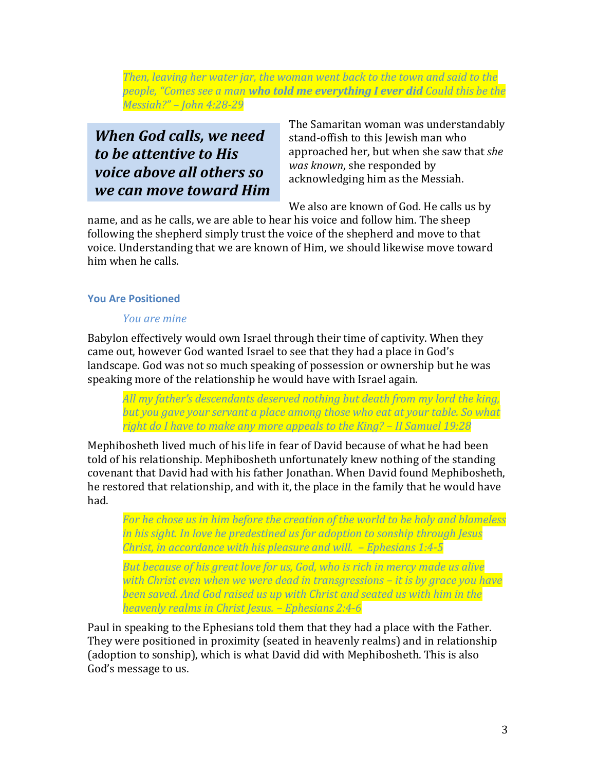> *Then, leaving her water jar, the woman went back to the town and said to the people, "Comes see a man **who told me everything I ever did** Could this be the Messiah?" – John 4:28-29*

> ***When God calls, we need to be attentive to His voice above all others so we can move toward Him***

The Samaritan woman was understandably stand-offish to this Jewish man who approached her, but when she saw that *she was known*, she responded by acknowledging him as the Messiah.

We also are known of God. He calls us by name, and as he calls, we are able to hear his voice and follow him. The sheep following the shepherd simply trust the voice of the shepherd and move to that voice. Understanding that we are known of Him, we should likewise move toward him when he calls.

### You Are Positioned

*You are mine*

Babylon effectively would own Israel through their time of captivity. When they came out, however God wanted Israel to see that they had a place in God's landscape. God was not so much speaking of possession or ownership but he was speaking more of the relationship he would have with Israel again.

> *All my father's descendants deserved nothing but death from my lord the king, but you gave your servant a place among those who eat at your table. So what right do I have to make any more appeals to the King? – II Samuel 19:28*

Mephibosheth lived much of his life in fear of David because of what he had been told of his relationship. Mephibosheth unfortunately knew nothing of the standing covenant that David had with his father Jonathan. When David found Mephibosheth, he restored that relationship, and with it, the place in the family that he would have had.

> *For he chose us in him before the creation of the world to be holy and blameless in his sight. In love he predestined us for adoption to sonship through Jesus Christ, in accordance with his pleasure and will. – Ephesians 1:4-5*

> *But because of his great love for us, God, who is rich in mercy made us alive with Christ even when we were dead in transgressions – it is by grace you have been saved. And God raised us up with Christ and seated us with him in the heavenly realms in Christ Jesus. – Ephesians 2:4-6*

Paul in speaking to the Ephesians told them that they had a place with the Father. They were positioned in proximity (seated in heavenly realms) and in relationship (adoption to sonship), which is what David did with Mephibosheth. This is also God's message to us.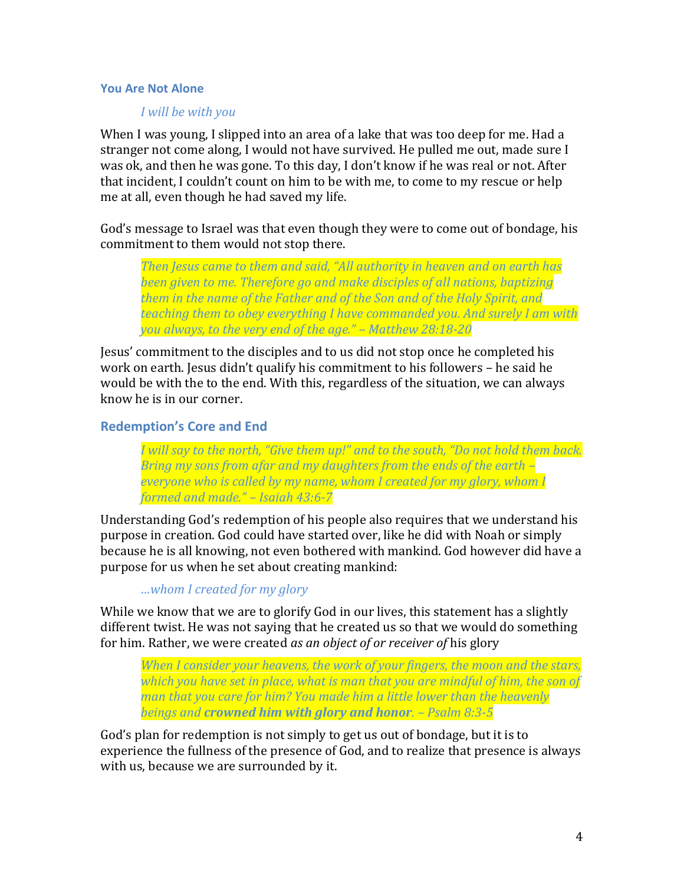## You Are Not Alone

> *I will be with you*

When I was young, I slipped into an area of a lake that was too deep for me. Had a stranger not come along, I would not have survived. He pulled me out, made sure I was ok, and then he was gone. To this day, I don't know if he was real or not. After that incident, I couldn't count on him to be with me, to come to my rescue or help me at all, even though he had saved my life.

God's message to Israel was that even though they were to come out of bondage, his commitment to them would not stop there.

> *Then Jesus came to them and said, "All authority in heaven and on earth has been given to me. Therefore go and make disciples of all nations, baptizing them in the name of the Father and of the Son and of the Holy Spirit, and teaching them to obey everything I have commanded you. And surely I am with you always, to the very end of the age." – Matthew 28:18-20*

Jesus' commitment to the disciples and to us did not stop once he completed his work on earth. Jesus didn't qualify his commitment to his followers – he said he would be with the to the end. With this, regardless of the situation, we can always know he is in our corner.

## Redemption's Core and End

> *I will say to the north, "Give them up!" and to the south, "Do not hold them back. Bring my sons from afar and my daughters from the ends of the earth – everyone who is called by my name, whom I created for my glory, whom I formed and made." – Isaiah 43:6-7*

Understanding God's redemption of his people also requires that we understand his purpose in creation. God could have started over, like he did with Noah or simply because he is all knowing, not even bothered with mankind. God however did have a purpose for us when he set about creating mankind:

> *...whom I created for my glory*

While we know that we are to glorify God in our lives, this statement has a slightly different twist. He was not saying that he created us so that we would do something for him. Rather, we were created *as an object of or receiver of* his glory

> *When I consider your heavens, the work of your fingers, the moon and the stars, which you have set in place, what is man that you are mindful of him, the son of man that you care for him? You made him a little lower than the heavenly beings and* ***crowned him with glory and honor****. – Psalm 8:3-5*

God's plan for redemption is not simply to get us out of bondage, but it is to experience the fullness of the presence of God, and to realize that presence is always with us, because we are surrounded by it.